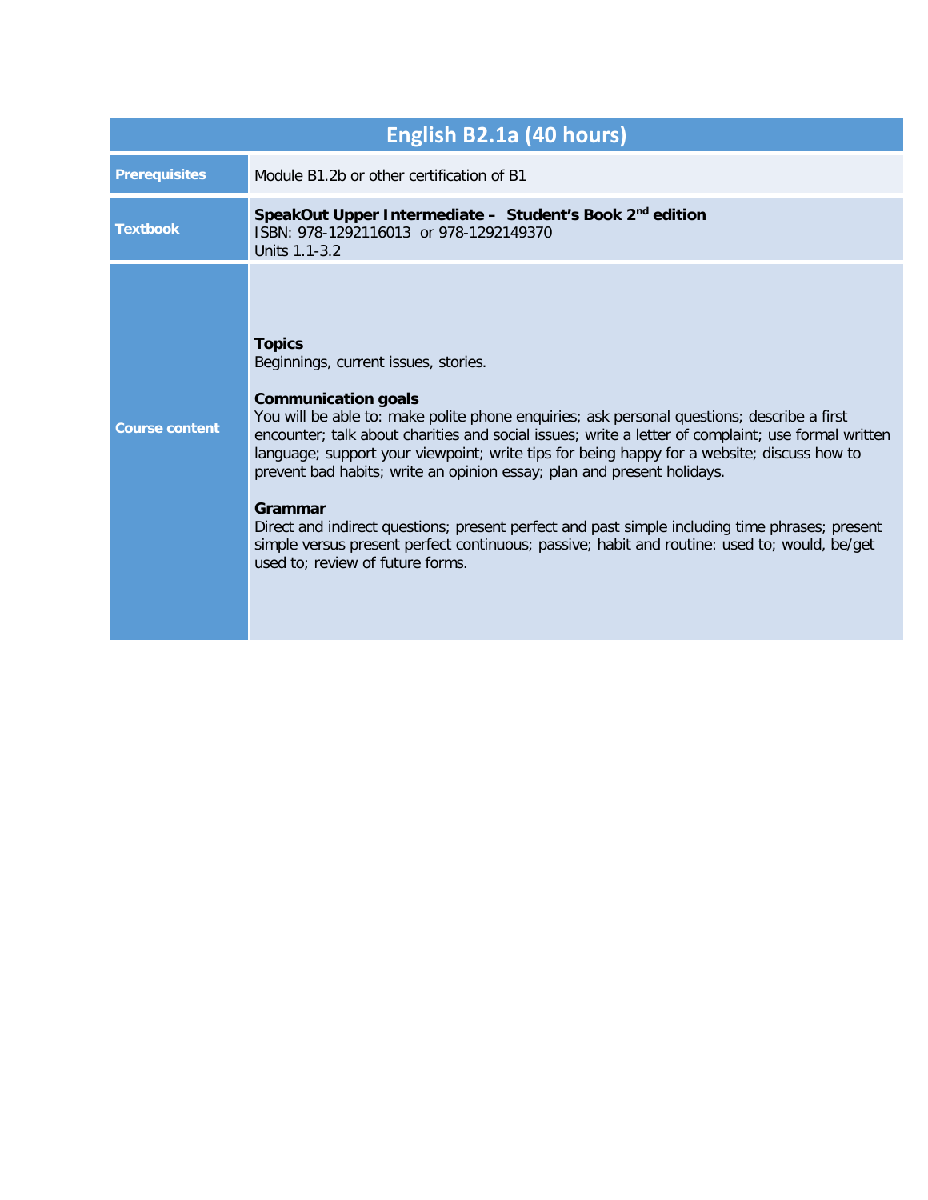| English B2.1a (40 hours) | |
|---|---|
| **Prerequisites** | Module B1.2b or other certification of B1 |
| **Textbook** | **SpeakOut Upper Intermediate – Student's Book 2nd edition**<br>ISBN: 978-1292116013 or 978-1292149370<br>Units 1.1-3.2 |
| **Course content** | **Topics**<br>Beginnings, current issues, stories.<br><br>**Communication goals**<br>You will be able to: make polite phone enquiries; ask personal questions; describe a first encounter; talk about charities and social issues; write a letter of complaint; use formal written language; support your viewpoint; write tips for being happy for a website; discuss how to prevent bad habits; write an opinion essay; plan and present holidays.<br><br>**Grammar**<br>Direct and indirect questions; present perfect and past simple including time phrases; present simple versus present perfect continuous; passive; habit and routine: used to; would, be/get used to; review of future forms. |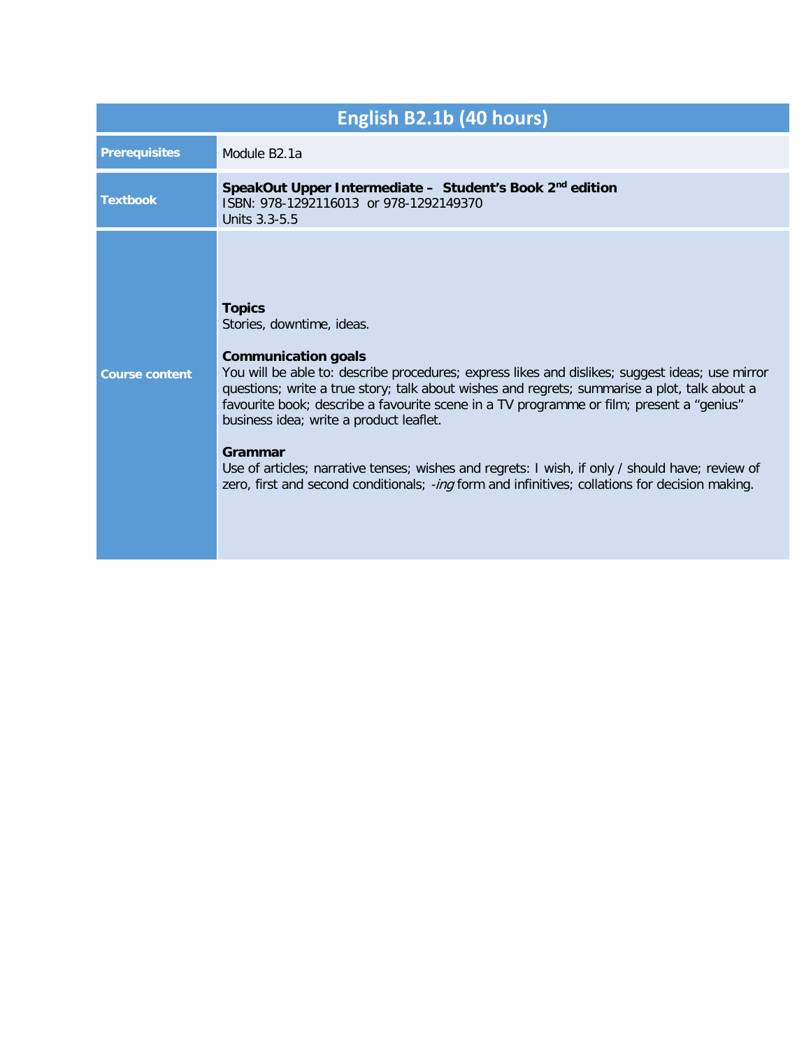| English B2.1b (40 hours) | |
|---|---|
| **Prerequisites** | Module B2.1a |
| **Textbook** | **SpeakOut Upper Intermediate – Student's Book 2nd edition**<br>ISBN: 978-1292116013 or 978-1292149370<br>Units 3.3-5.5 |
| **Course content** | **Topics**<br>Stories, downtime, ideas.<br><br>**Communication goals**<br>You will be able to: describe procedures; express likes and dislikes; suggest ideas; use mirror questions; write a true story; talk about wishes and regrets; summarise a plot, talk about a favourite book; describe a favourite scene in a TV programme or film; present a "genius" business idea; write a product leaflet.<br><br>**Grammar**<br>Use of articles; narrative tenses; wishes and regrets: I wish, if only / should have; review of zero, first and second conditionals; *-ing* form and infinitives; collations for decision making. |